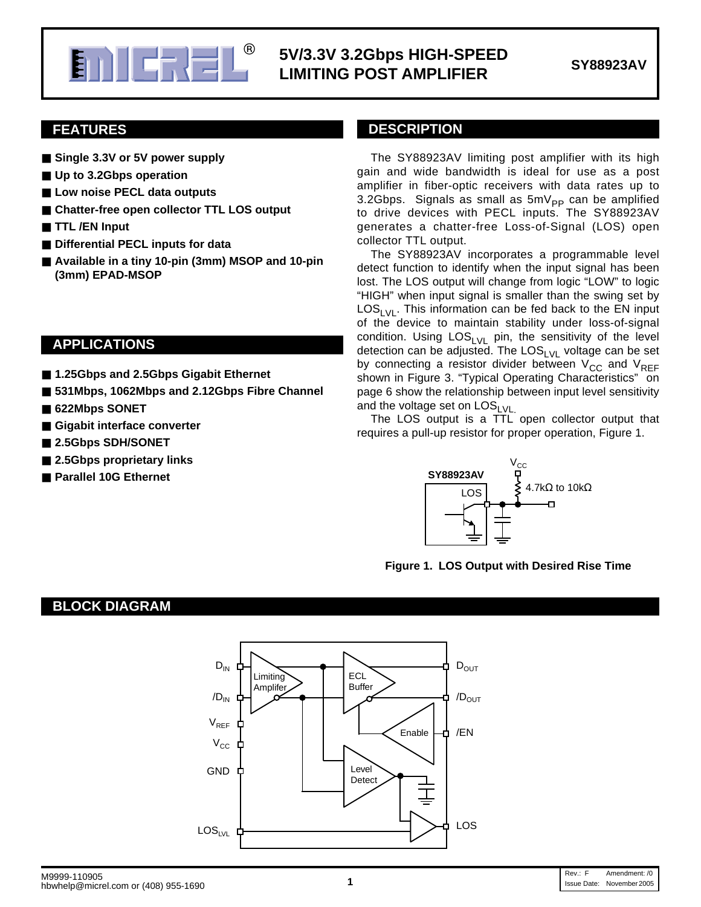# 5V/3.3V 3.2Gbps HIGH-SPEED LIMITING POST AMPLIFIER

**SY88923AV**

## FEATURES

- **Single 3.3V or 5V power supply**
- **Up to 3.2Gbps operation**
- **Low noise PECL data outputs**
- **Chatter-free open collector TTL LOS output**
- **TTL /EN Input**
- **Differential PECL inputs for data**
- **Available in a tiny 10-pin (3mm) MSOP and 10-pin (3mm) EPAD-MSOP**

## APPLICATIONS

- **1.25Gbps and 2.5Gbps Gigabit Ethernet**
- **531Mbps, 1062Mbps and 2.12Gbps Fibre Channel**
- **622Mbps SONET**
- **Gigabit interface converter**
- **2.5Gbps SDH/SONET**
- **2.5Gbps proprietary links**
- **Parallel 10G Ethernet**

## DESCRIPTION

The SY88923AV limiting post amplifier with its high gain and wide bandwidth is ideal for use as a post amplifier in fiber-optic receivers with data rates up to 3.2Gbps. Signals as small as 5mV$_{PP}$ can be amplified to drive devices with PECL inputs. The SY88923AV generates a chatter-free Loss-of-Signal (LOS) open collector TTL output.

The SY88923AV incorporates a programmable level detect function to identify when the input signal has been lost. The LOS output will change from logic "LOW" to logic "HIGH" when input signal is smaller than the swing set by $LOS_{LVL}$. This information can be fed back to the EN input of the device to maintain stability under loss-of-signal condition. Using $LOS_{LVL}$ pin, the sensitivity of the level detection can be adjusted. The $LOS_{LVL}$ voltage can be set by connecting a resistor divider between $V_{CC}$ and $V_{REF}$ shown in Figure 3. "Typical Operating Characteristics" on page 6 show the relationship between input level sensitivity and the voltage set on $LOS_{LVL}$.

The LOS output is a TTL open collector output that requires a pull-up resistor for proper operation, Figure 1.

**Figure 1. LOS Output with Desired Rise Time**

## BLOCK DIAGRAM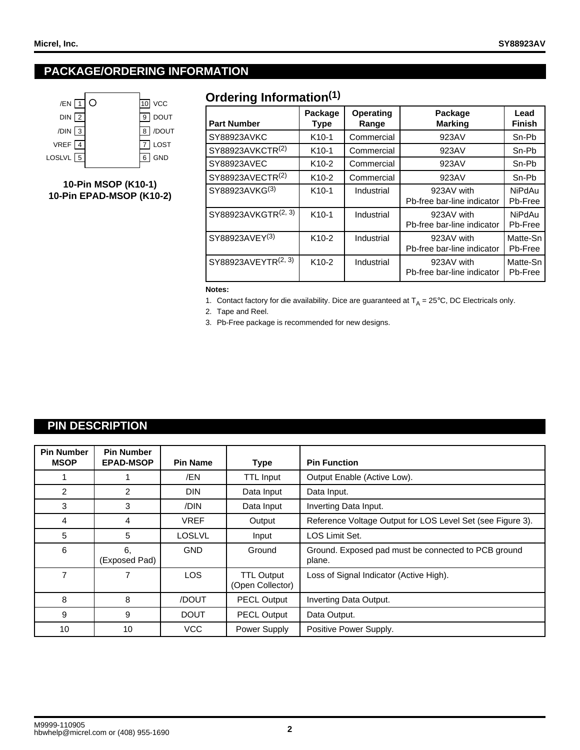## PACKAGE/ORDERING INFORMATION

| Pin | Name | | Pin | Name |
|---|---|---|---|---|
| 1 | /EN | | 10 | VCC |
| 2 | DIN | | 9 | DOUT |
| 3 | /DIN | | 8 | /DOUT |
| 4 | VREF | | 7 | LOST |
| 5 | LOSLVL | | 6 | GND |

**10-Pin MSOP (K10-1)**
**10-Pin EPAD-MSOP (K10-2)**

### Ordering Information[1]

| Part Number | Package Type | Operating Range | Package Marking | Lead Finish |
|---|---|---|---|---|
| SY88923AVKC | K10-1 | Commercial | 923AV | Sn-Pb |
| SY88923AVKCTR[2] | K10-1 | Commercial | 923AV | Sn-Pb |
| SY88923AVEC | K10-2 | Commercial | 923AV | Sn-Pb |
| SY88923AVECTR[2] | K10-2 | Commercial | 923AV | Sn-Pb |
| SY88923AVKG[3] | K10-1 | Industrial | 923AV with Pb-free bar-line indicator | NiPdAu Pb-Free |
| SY88923AVKGTR[2, 3] | K10-1 | Industrial | 923AV with Pb-free bar-line indicator | NiPdAu Pb-Free |
| SY88923AVEY[3] | K10-2 | Industrial | 923AV with Pb-free bar-line indicator | Matte-Sn Pb-Free |
| SY88923AVEYTR[2, 3] | K10-2 | Industrial | 923AV with Pb-free bar-line indicator | Matte-Sn Pb-Free |

**Notes:**

1. Contact factory for die availability. Dice are guaranteed at $T_A$ = 25°C, DC Electricals only.
2. Tape and Reel.
3. Pb-Free package is recommended for new designs.

## PIN DESCRIPTION

| Pin Number MSOP | Pin Number EPAD-MSOP | Pin Name | Type | Pin Function |
|---|---|---|---|---|
| 1 | 1 | /EN | TTL Input | Output Enable (Active Low). |
| 2 | 2 | DIN | Data Input | Data Input. |
| 3 | 3 | /DIN | Data Input | Inverting Data Input. |
| 4 | 4 | VREF | Output | Reference Voltage Output for LOS Level Set (see Figure 3). |
| 5 | 5 | LOSLVL | Input | LOS Limit Set. |
| 6 | 6, (Exposed Pad) | GND | Ground | Ground. Exposed pad must be connected to PCB ground plane. |
| 7 | 7 | LOS | TTL Output (Open Collector) | Loss of Signal Indicator (Active High). |
| 8 | 8 | /DOUT | PECL Output | Inverting Data Output. |
| 9 | 9 | DOUT | PECL Output | Data Output. |
| 10 | 10 | VCC | Power Supply | Positive Power Supply. |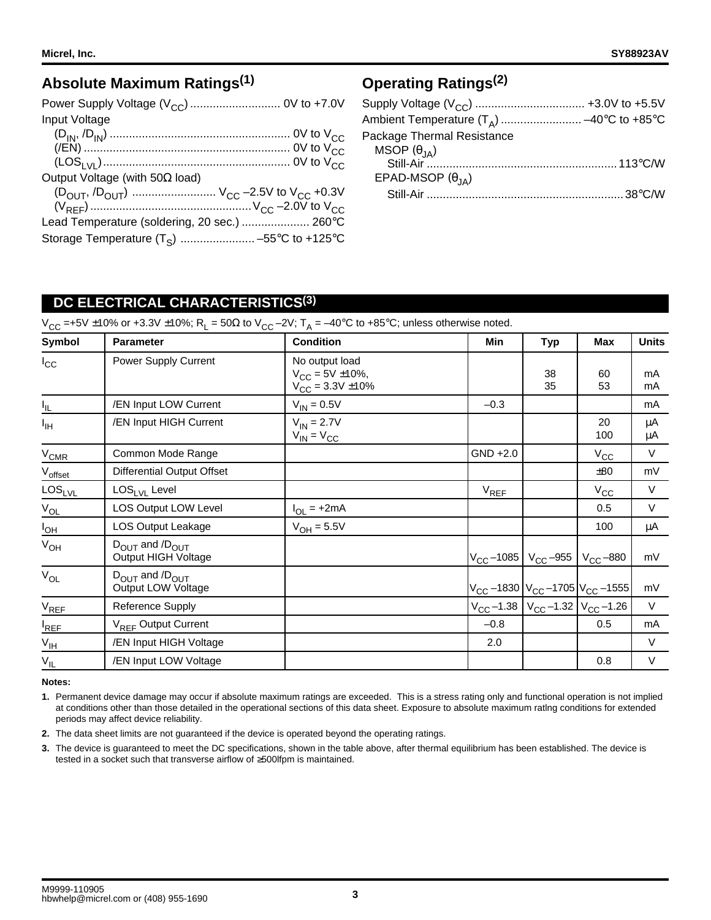## Absolute Maximum Ratings[1]

Power Supply Voltage ($V_{CC}$) ........................... 0V to +7.0V

Input Voltage

- ($D_{IN}$, /$D_{IN}$) ........................................................ 0V to $V_{CC}$
- (/EN) ............................................................... 0V to $V_{CC}$
- ($LOS_{LVL}$) ........................................................ 0V to $V_{CC}$

Output Voltage (with 50Ω load)

- ($D_{OUT}$, /$D_{OUT}$) .......................... $V_{CC}$ –2.5V to $V_{CC}$ +0.3V
- ($V_{REF}$) .................................................. $V_{CC}$ –2.0V to $V_{CC}$

Lead Temperature (soldering, 20 sec.) ..................... 260°C

Storage Temperature ($T_S$) ....................... –55°C to +125°C

## Operating Ratings[2]

Supply Voltage ($V_{CC}$) .................................. +3.0V to +5.5V

Ambient Temperature ($T_A$) ......................... –40°C to +85°C

Package Thermal Resistance

- MSOP ($\theta_{JA}$)
  - Still-Air ........................................................... 113°C/W
- EPAD-MSOP ($\theta_{JA}$)
  - Still-Air ............................................................. 38°C/W

## DC ELECTRICAL CHARACTERISTICS[3]

$V_{CC}$ =+5V ±10% or +3.3V ±10%; $R_L$ = 50Ω to $V_{CC}$ –2V; $T_A$ = –40°C to +85°C; unless otherwise noted.

| Symbol | Parameter | Condition | Min | Typ | Max | Units |
|---|---|---|---|---|---|---|
| $I_{CC}$ | Power Supply Current | No output load<br>$V_{CC}$ = 5V ±10%,<br>$V_{CC}$ = 3.3V ±10% | | 38<br>35 | 60<br>53 | mA<br>mA |
| $I_{IL}$ | /EN Input LOW Current | $V_{IN}$ = 0.5V | –0.3 | | | mA |
| $I_{IH}$ | /EN Input HIGH Current | $V_{IN}$ = 2.7V<br>$V_{IN}$ = $V_{CC}$ | | | 20<br>100 | µA<br>µA |
| $V_{CMR}$ | Common Mode Range | | GND +2.0 | | $V_{CC}$ | V |
| $V_{offset}$ | Differential Output Offset | | | | ±80 | mV |
| $LOS_{LVL}$ | $LOS_{LVL}$ Level | | $V_{REF}$ | | $V_{CC}$ | V |
| $V_{OL}$ | LOS Output LOW Level | $I_{OL}$ = +2mA | | | 0.5 | V |
| $I_{OH}$ | LOS Output Leakage | $V_{OH}$ = 5.5V | | | 100 | µA |
| $V_{OH}$ | $D_{OUT}$ and /$D_{OUT}$ Output HIGH Voltage | | $V_{CC}$ –1085 | $V_{CC}$ –955 | $V_{CC}$ –880 | mV |
| $V_{OL}$ | $D_{OUT}$ and /$D_{OUT}$ Output LOW Voltage | | $V_{CC}$ –1830 | $V_{CC}$ –1705 | $V_{CC}$ –1555 | mV |
| $V_{REF}$ | Reference Supply | | $V_{CC}$ –1.38 | $V_{CC}$ –1.32 | $V_{CC}$ –1.26 | V |
| $I_{REF}$ | $V_{REF}$ Output Current | | –0.8 | | 0.5 | mA |
| $V_{IH}$ | /EN Input HIGH Voltage | | 2.0 | | | V |
| $V_{IL}$ | /EN Input LOW Voltage | | | | 0.8 | V |

**Notes:**

1. Permanent device damage may occur if absolute maximum ratings are exceeded. This is a stress rating only and functional operation is not implied at conditions other than those detailed in the operational sections of this data sheet. Exposure to absolute maximum ratlng conditions for extended periods may affect device reliability.
2. The data sheet limits are not guaranteed if the device is operated beyond the operating ratings.
3. The device is guaranteed to meet the DC specifications, shown in the table above, after thermal equilibrium has been established. The device is tested in a socket such that transverse airflow of ≥500lfpm is maintained.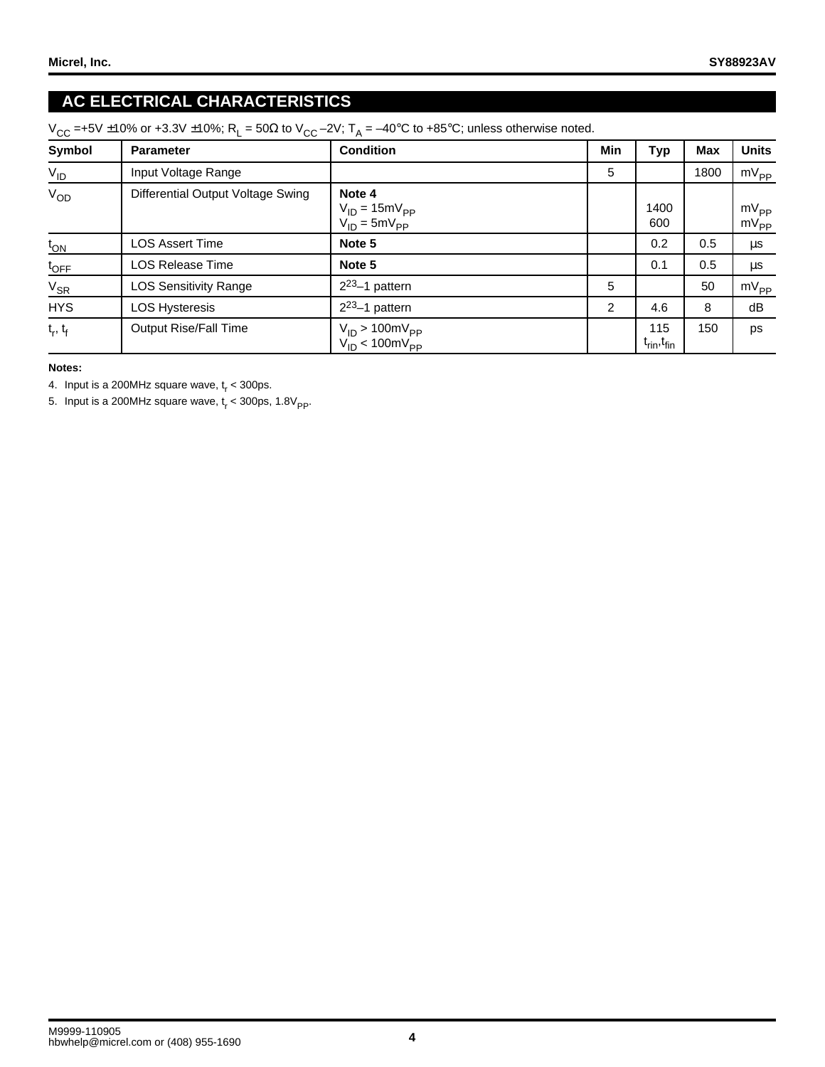## AC ELECTRICAL CHARACTERISTICS

$V_{CC}$ =+5V ±10% or +3.3V ±10%; $R_L$ = 50Ω to $V_{CC}$ –2V; $T_A$ = –40°C to +85°C; unless otherwise noted.

| Symbol | Parameter | Condition | Min | Typ | Max | Units |
|---|---|---|---|---|---|---|
| $V_{ID}$ | Input Voltage Range | | 5 | | 1800 | $mV_{PP}$ |
| $V_{OD}$ | Differential Output Voltage Swing | **Note 4**<br>$V_{ID}$ = 15$mV_{PP}$<br>$V_{ID}$ = 5$mV_{PP}$ | | 1400<br>600 | | $mV_{PP}$<br>$mV_{PP}$ |
| $t_{ON}$ | LOS Assert Time | **Note 5** | | 0.2 | 0.5 | µs |
| $t_{OFF}$ | LOS Release Time | **Note 5** | | 0.1 | 0.5 | µs |
| $V_{SR}$ | LOS Sensitivity Range | $2^{23}$–1 pattern | 5 | | 50 | $mV_{PP}$ |
| HYS | LOS Hysteresis | $2^{23}$–1 pattern | 2 | 4.6 | 8 | dB |
| $t_r$, $t_f$ | Output Rise/Fall Time | $V_{ID}$ > 100$mV_{PP}$<br>$V_{ID}$ < 100$mV_{PP}$ | | 115<br>$t_{rin}$,$t_{fin}$ | 150 | ps |

**Notes:**

4. Input is a 200MHz square wave, $t_r$ < 300ps.
5. Input is a 200MHz square wave, $t_r$ < 300ps, 1.8$V_{PP}$.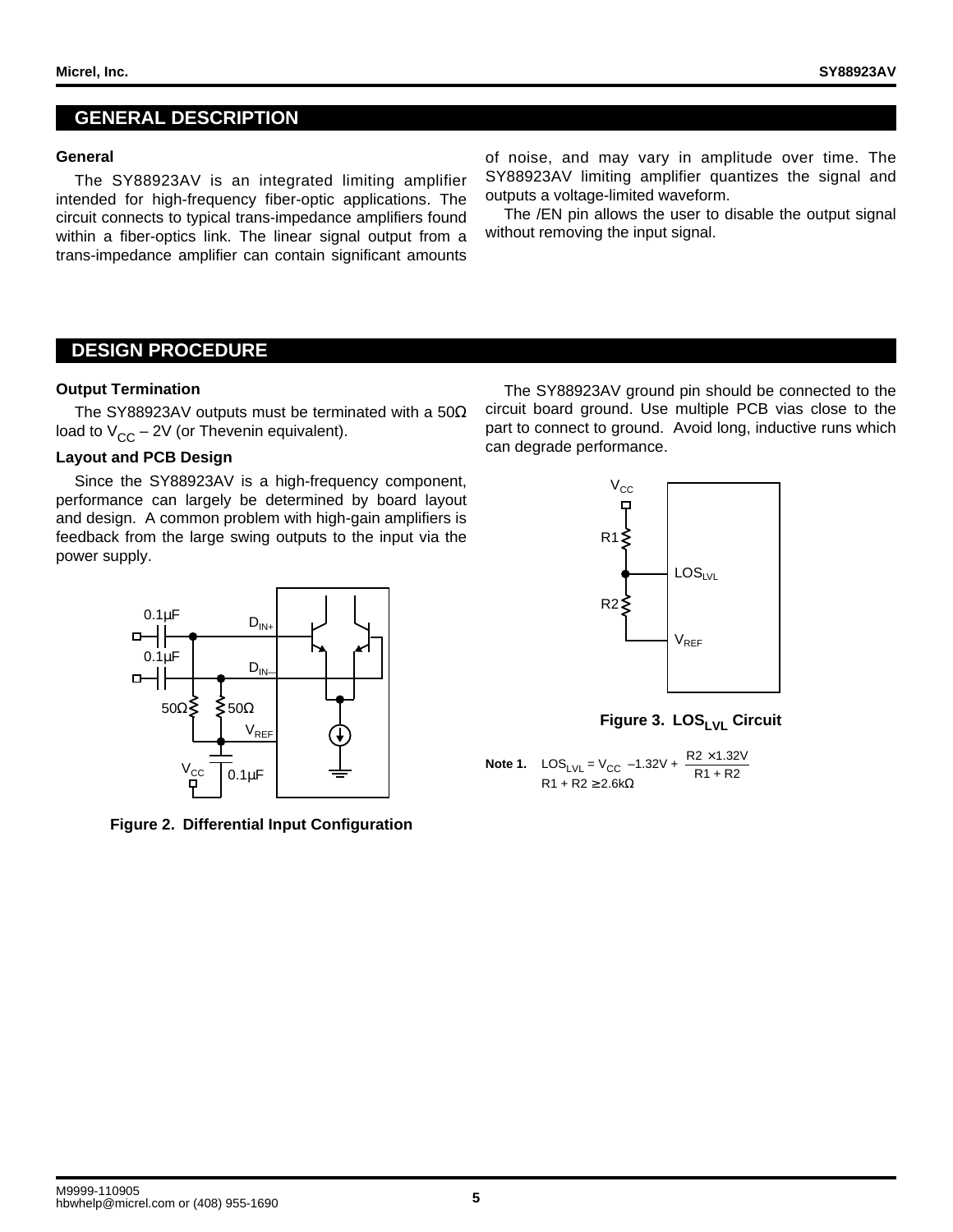## GENERAL DESCRIPTION

### General

The SY88923AV is an integrated limiting amplifier intended for high-frequency fiber-optic applications. The circuit connects to typical trans-impedance amplifiers found within a fiber-optics link. The linear signal output from a trans-impedance amplifier can contain significant amounts of noise, and may vary in amplitude over time. The SY88923AV limiting amplifier quantizes the signal and outputs a voltage-limited waveform.

The /EN pin allows the user to disable the output signal without removing the input signal.

## DESIGN PROCEDURE

### Output Termination

The SY88923AV outputs must be terminated with a 50Ω load to $V_{CC}$ – 2V (or Thevenin equivalent).

### Layout and PCB Design

Since the SY88923AV is a high-frequency component, performance can largely be determined by board layout and design. A common problem with high-gain amplifiers is feedback from the large swing outputs to the input via the power supply.

**Figure 2. Differential Input Configuration**

The SY88923AV ground pin should be connected to the circuit board ground. Use multiple PCB vias close to the part to connect to ground. Avoid long, inductive runs which can degrade performance.

**Figure 3. $LOS_{LVL}$ Circuit**

**Note 1.** $LOS_{LVL} = V_{CC} - 1.32V + \frac{R2 \times 1.32V}{R1 + R2}$

$R1 + R2 \geq 2.6k\Omega$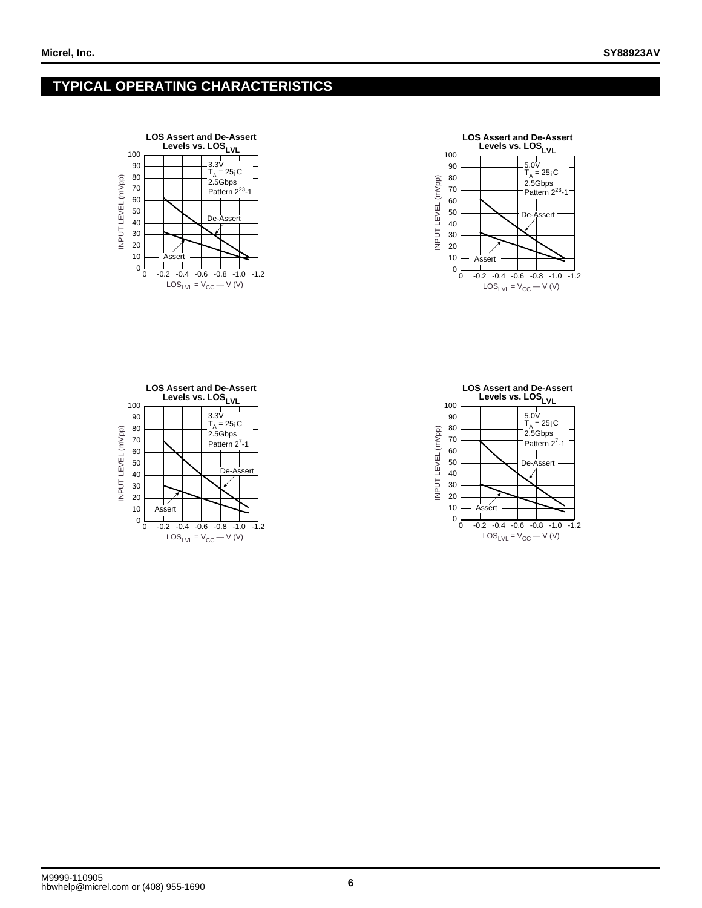## TYPICAL OPERATING CHARACTERISTICS

**LOS Assert and De-Assert Levels vs. $LOS_{LVL}$**

3.3V
$T_A$ = 25¡C
2.5Gbps
Pattern $2^{23}$-1

INPUT LEVEL (mVpp)

$LOS_{LVL} = V_{CC}$ — V (V)

De-Assert

Assert

**LOS Assert and De-Assert Levels vs. $LOS_{LVL}$**

5.0V
$T_A$ = 25¡C
2.5Gbps
Pattern $2^{23}$-1

INPUT LEVEL (mVpp)

$LOS_{LVL} = V_{CC}$ — V (V)

De-Assert

Assert

**LOS Assert and De-Assert Levels vs. $LOS_{LVL}$**

3.3V
$T_A$ = 25¡C
2.5Gbps
Pattern $2^{7}$-1

INPUT LEVEL (mVpp)

$LOS_{LVL} = V_{CC}$ — V (V)

De-Assert

Assert

**LOS Assert and De-Assert Levels vs. $LOS_{LVL}$**

5.0V
$T_A$ = 25¡C
2.5Gbps
Pattern $2^{7}$-1

INPUT LEVEL (mVpp)

$LOS_{LVL} = V_{CC}$ — V (V)

De-Assert

Assert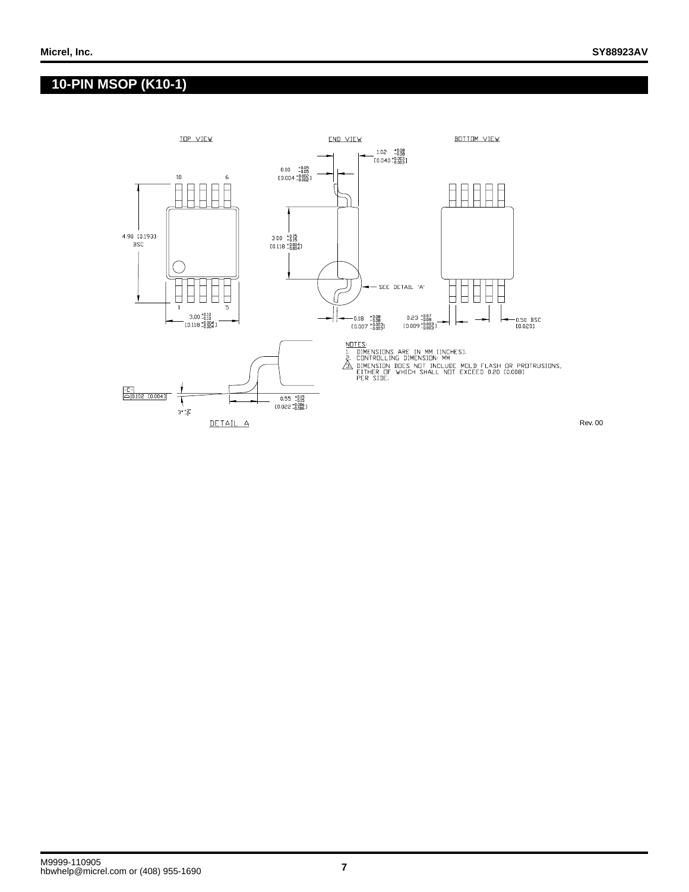## 10-PIN MSOP (K10-1)

TOP VIEW

END VIEW

BOTTOM VIEW

4.90 [0.193] BSC

3.00 $^{+0.10}_{-0.10}$ [0.118 $^{+0.004}_{-0.004}$]

0.10 $^{+0.05}_{-0.05}$ [0.004 $^{+0.002}_{-0.002}$]

1.02 $^{+0.08}_{-0.08}$ [0.040 $^{+0.003}_{-0.003}$]

3.00 $^{+0.15}_{-0.15}$ [0.118 $^{+0.004}_{-0.004}$]

SEE DETAIL 'A'

0.18 $^{+0.08}_{-0.08}$ [0.007 $^{+0.003}_{-0.003}$]

0.23 $^{+0.07}_{-0.08}$ [0.009 $^{+0.003}_{-0.003}$]

0.50 BSC [0.020]

-C- 0.102 [0.004]

3° $^{+2°}_{-3°}$

0.55 $^{+0.15}_{-0.15}$ [0.022 $^{+0.006}_{-0.006}$]

DETAIL A

NOTES:

1. DIMENSIONS ARE IN MM [INCHES].
2. CONTROLLING DIMENSION: MM
3. DIMENSION DOES NOT INCLUDE MOLD FLASH OR PROTRUSIONS, EITHER OF WHICH SHALL NOT EXCEED 0.20 [0.008] PER SIDE.

Rev. 00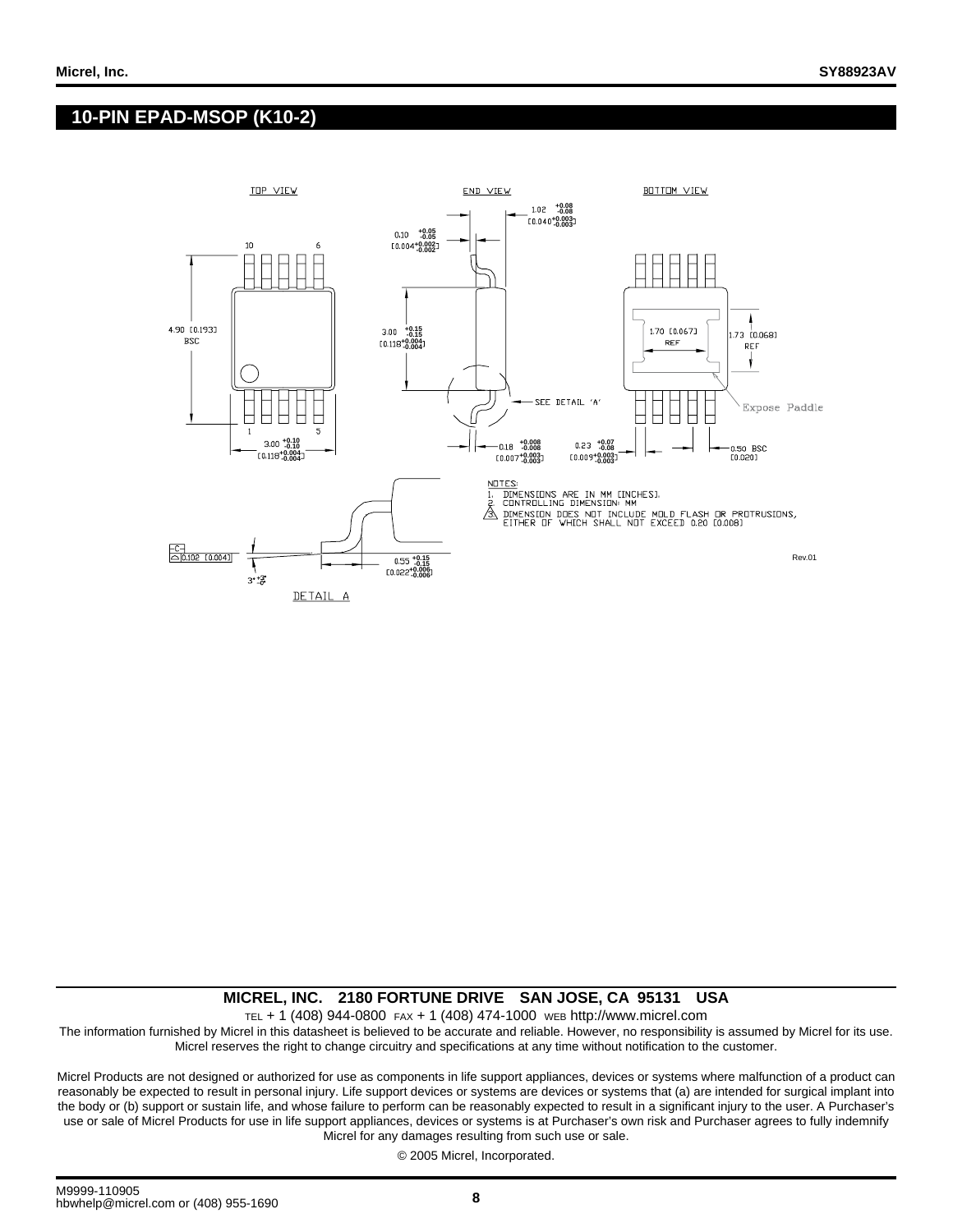## 10-PIN EPAD-MSOP (K10-2)

TOP VIEW

END VIEW

BOTTOM VIEW

4.90 [0.193] BSC

3.00 $^{+0.10}_{-0.10}$ [0.118$^{+0.004}_{-0.004}$]

0.10 $^{+0.05}_{-0.05}$ [0.004$^{+0.002}_{-0.002}$]

1.02 $^{+0.08}_{-0.08}$ [0.040$^{+0.003}_{-0.003}$]

3.00 $^{+0.15}_{-0.15}$ [0.118$^{+0.004}_{-0.004}$]

SEE DETAIL 'A'

0.18 $^{+0.008}_{-0.008}$ [0.007$^{+0.003}_{-0.003}$]

0.23 $^{+0.07}_{-0.08}$ [0.009$^{+0.003}_{-0.003}$]

1.70 [0.067] REF

1.73 [0.068] REF

Expose Paddle

0.50 BSC [0.020]

0.102 [0.004]

$3^{\circ}$ $^{+3}_{-0}$

0.55 $^{+0.15}_{-0.15}$ [0.022$^{+0.006}_{-0.006}$]

DETAIL A

NOTES:

1. DIMENSIONS ARE IN MM [INCHES].
2. CONTROLLING DIMENSION: MM
3. DIMENSION DOES NOT INCLUDE MOLD FLASH OR PROTRUSIONS, EITHER OF WHICH SHALL NOT EXCEED 0.20 [0.008]

Rev.01

**MICREL, INC. 2180 FORTUNE DRIVE SAN JOSE, CA 95131 USA**

TEL + 1 (408) 944-0800 FAX + 1 (408) 474-1000 WEB http://www.micrel.com

The information furnished by Micrel in this datasheet is believed to be accurate and reliable. However, no responsibility is assumed by Micrel for its use. Micrel reserves the right to change circuitry and specifications at any time without notification to the customer.

Micrel Products are not designed or authorized for use as components in life support appliances, devices or systems where malfunction of a product can reasonably be expected to result in personal injury. Life support devices or systems are devices or systems that (a) are intended for surgical implant into the body or (b) support or sustain life, and whose failure to perform can be reasonably expected to result in a significant injury to the user. A Purchaser's use or sale of Micrel Products for use in life support appliances, devices or systems is at Purchaser's own risk and Purchaser agrees to fully indemnify Micrel for any damages resulting from such use or sale.

© 2005 Micrel, Incorporated.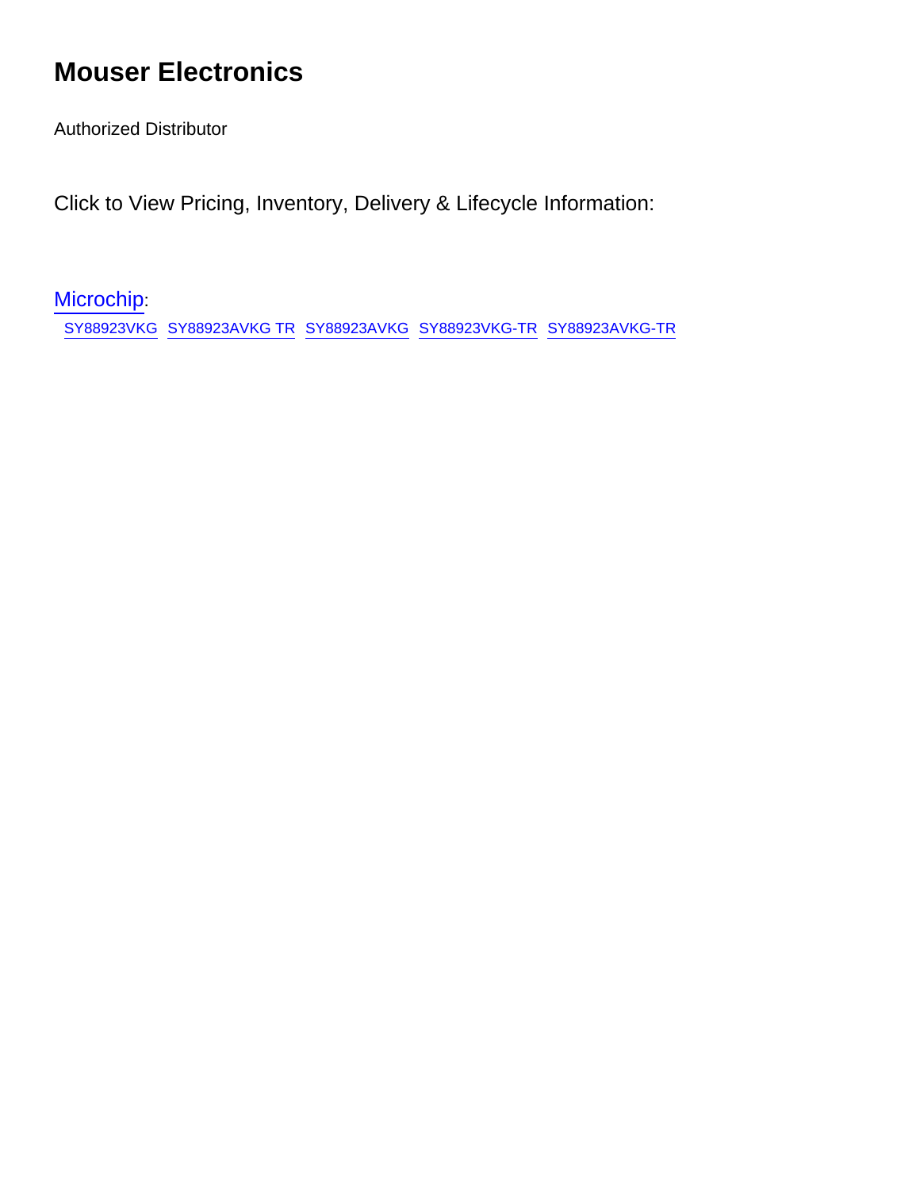# Mouser Electronics

Authorized Distributor

Click to View Pricing, Inventory, Delivery & Lifecycle Information:

Microchip:

SY88923VKG SY88923AVKG TR SY88923AVKG SY88923VKG-TR SY88923AVKG-TR